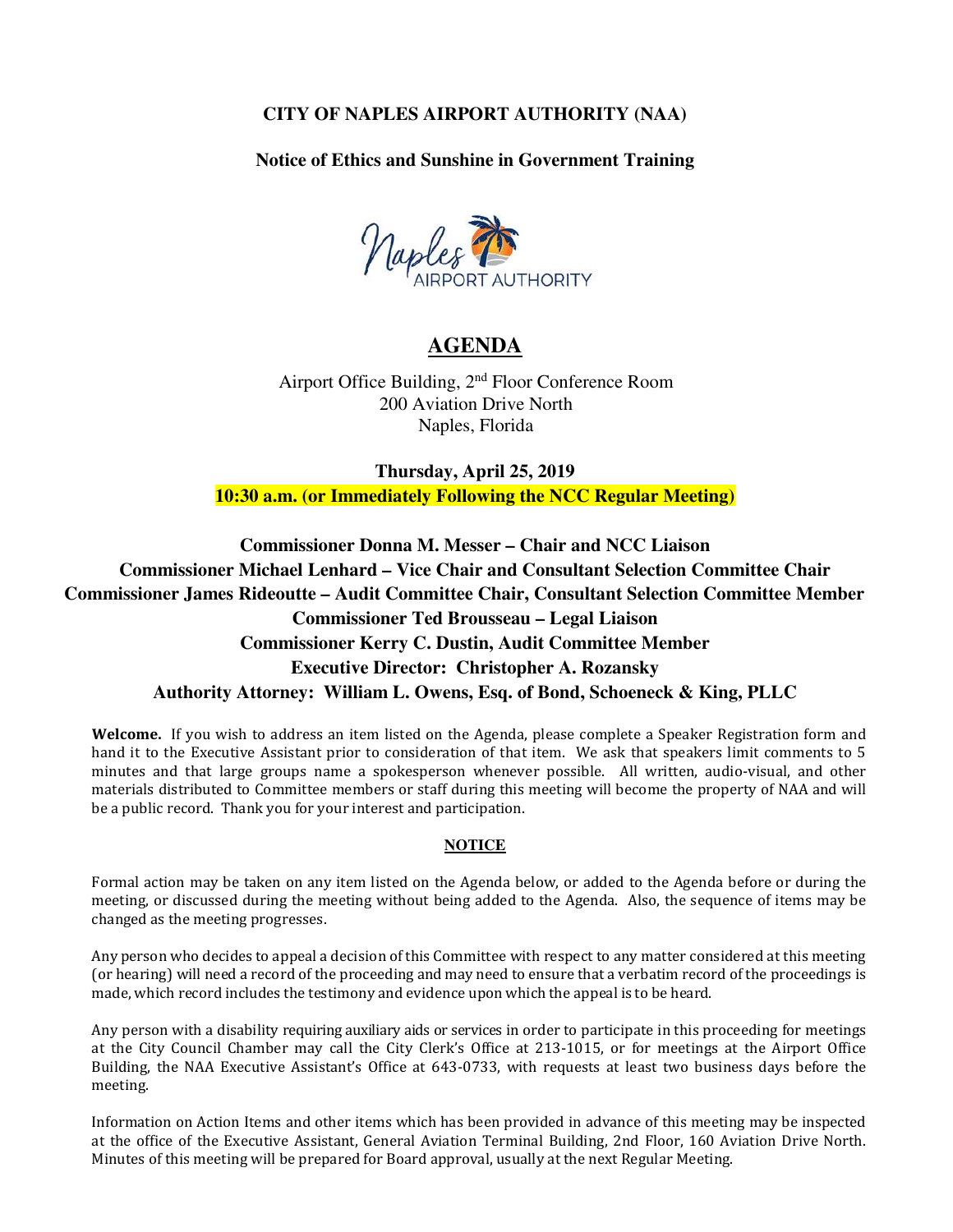**CITY OF NAPLES AIRPORT AUTHORITY (NAA)**

**Notice of Ethics and Sunshine in Government Training**

# AGENDA

Airport Office Building, 2nd Floor Conference Room
200 Aviation Drive North
Naples, Florida

**Thursday, April 25, 2019**

**10:30 a.m. (or Immediately Following the NCC Regular Meeting)**

**Commissioner Donna M. Messer – Chair and NCC Liaison**
**Commissioner Michael Lenhard – Vice Chair and Consultant Selection Committee Chair**
**Commissioner James Rideoutte – Audit Committee Chair, Consultant Selection Committee Member**
**Commissioner Ted Brousseau – Legal Liaison**
**Commissioner Kerry C. Dustin, Audit Committee Member**
**Executive Director: Christopher A. Rozansky**
**Authority Attorney: William L. Owens, Esq. of Bond, Schoeneck & King, PLLC**

**Welcome.** If you wish to address an item listed on the Agenda, please complete a Speaker Registration form and hand it to the Executive Assistant prior to consideration of that item. We ask that speakers limit comments to 5 minutes and that large groups name a spokesperson whenever possible. All written, audio-visual, and other materials distributed to Committee members or staff during this meeting will become the property of NAA and will be a public record. Thank you for your interest and participation.

**NOTICE**

Formal action may be taken on any item listed on the Agenda below, or added to the Agenda before or during the meeting, or discussed during the meeting without being added to the Agenda. Also, the sequence of items may be changed as the meeting progresses.

Any person who decides to appeal a decision of this Committee with respect to any matter considered at this meeting (or hearing) will need a record of the proceeding and may need to ensure that a verbatim record of the proceedings is made, which record includes the testimony and evidence upon which the appeal is to be heard.

Any person with a disability requiring auxiliary aids or services in order to participate in this proceeding for meetings at the City Council Chamber may call the City Clerk's Office at 213-1015, or for meetings at the Airport Office Building, the NAA Executive Assistant's Office at 643-0733, with requests at least two business days before the meeting.

Information on Action Items and other items which has been provided in advance of this meeting may be inspected at the office of the Executive Assistant, General Aviation Terminal Building, 2nd Floor, 160 Aviation Drive North. Minutes of this meeting will be prepared for Board approval, usually at the next Regular Meeting.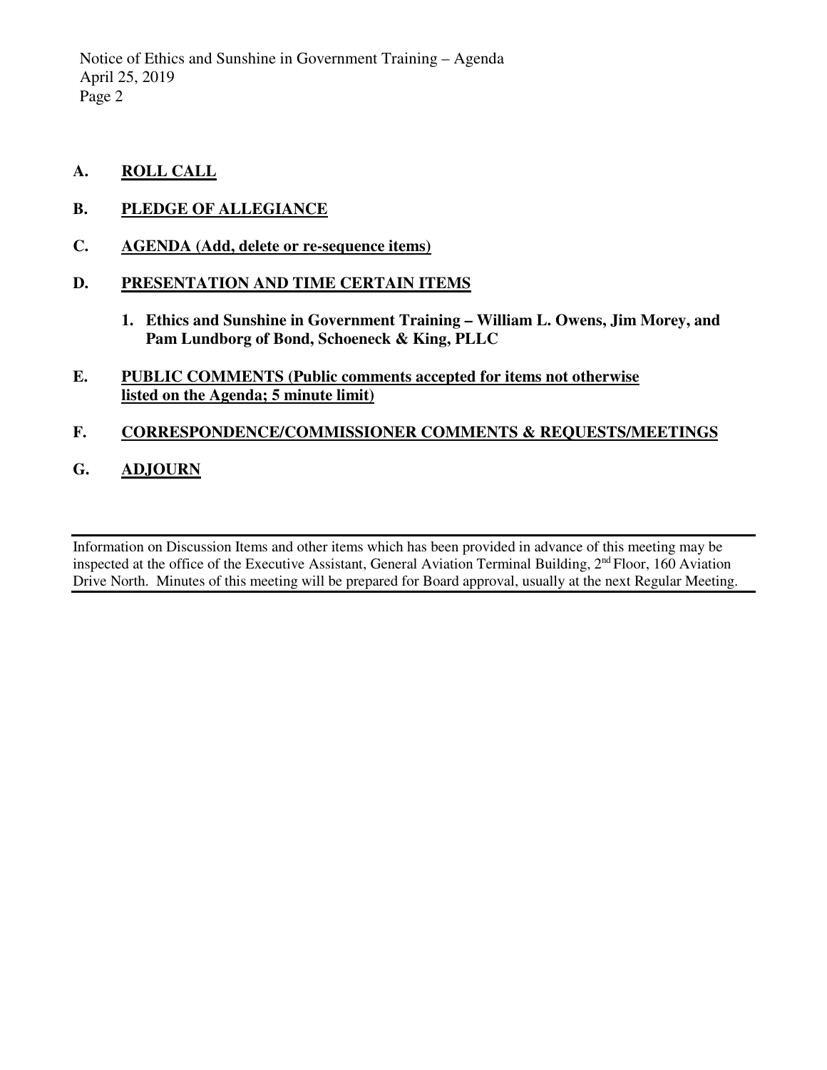**A. ROLL CALL**

**B. PLEDGE OF ALLEGIANCE**

**C. AGENDA (Add, delete or re-sequence items)**

**D. PRESENTATION AND TIME CERTAIN ITEMS**

1. **Ethics and Sunshine in Government Training – William L. Owens, Jim Morey, and Pam Lundborg of Bond, Schoeneck & King, PLLC**

**E. PUBLIC COMMENTS (Public comments accepted for items not otherwise listed on the Agenda; 5 minute limit)**

**F. CORRESPONDENCE/COMMISSIONER COMMENTS & REQUESTS/MEETINGS**

**G. ADJOURN**

---

Information on Discussion Items and other items which has been provided in advance of this meeting may be inspected at the office of the Executive Assistant, General Aviation Terminal Building, 2nd Floor, 160 Aviation Drive North. Minutes of this meeting will be prepared for Board approval, usually at the next Regular Meeting.

---